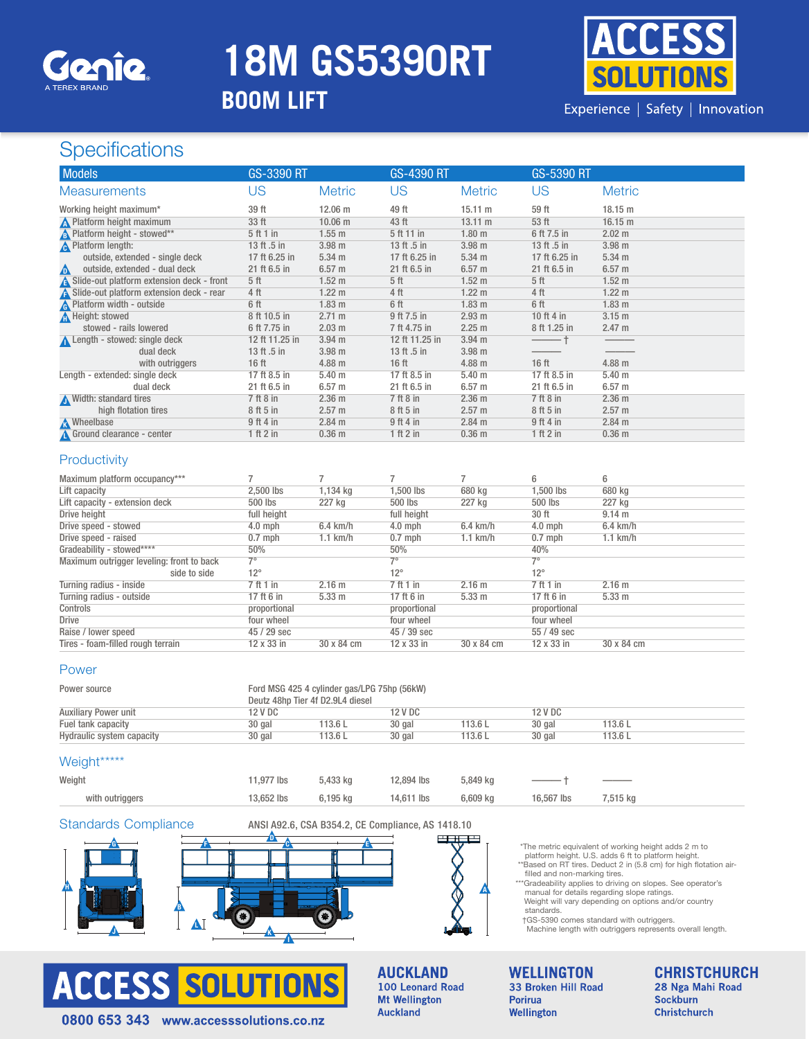# 18M GS5390RT

## BOOM LIFT

Experience | Safety | Innovation

## Specifications

| Models | GS-3390 RT | | GS-4390 RT | | GS-5390 RT | |
|---|---|---|---|---|---|---|
| **Measurements** | **US** | **Metric** | **US** | **Metric** | **US** | **Metric** |
| Working height maximum* | 39 ft | 12.06 m | 49 ft | 15.11 m | 59 ft | 18.15 m |
| A Platform height maximum | 33 ft | 10.06 m | 43 ft | 13.11 m | 53 ft | 16.15 m |
| B Platform height - stowed** | 5 ft 1 in | 1.55 m | 5 ft 11 in | 1.80 m | 6 ft 7.5 in | 2.02 m |
| C Platform length: | 13 ft .5 in | 3.98 m | 13 ft .5 in | 3.98 m | 13 ft .5 in | 3.98 m |
| outside, extended - single deck | 17 ft 6.25 in | 5.34 m | 17 ft 6.25 in | 5.34 m | 17 ft 6.25 in | 5.34 m |
| D outside, extended - dual deck | 21 ft 6.5 in | 6.57 m | 21 ft 6.5 in | 6.57 m | 21 ft 6.5 in | 6.57 m |
| E Slide-out platform extension deck - front | 5 ft | 1.52 m | 5 ft | 1.52 m | 5 ft | 1.52 m |
| F Slide-out platform extension deck - rear | 4 ft | 1.22 m | 4 ft | 1.22 m | 4 ft | 1.22 m |
| G Platform width - outside | 6 ft | 1.83 m | 6 ft | 1.83 m | 6 ft | 1.83 m |
| H Height: stowed | 8 ft 10.5 in | 2.71 m | 9 ft 7.5 in | 2.93 m | 10 ft 4 in | 3.15 m |
| stowed - rails lowered | 6 ft 7.75 in | 2.03 m | 7 ft 4.75 in | 2.25 m | 8 ft 1.25 in | 2.47 m |
| I Length - stowed: single deck | 12 ft 11.25 in | 3.94 m | 12 ft 11.25 in | 3.94 m | ——— † | ——— |
| dual deck | 13 ft .5 in | 3.98 m | 13 ft .5 in | 3.98 m | ——— | ——— |
| with outriggers | 16 ft | 4.88 m | 16 ft | 4.88 m | 16 ft | 4.88 m |
| Length - extended: single deck | 17 ft 8.5 in | 5.40 m | 17 ft 8.5 in | 5.40 m | 17 ft 8.5 in | 5.40 m |
| dual deck | 21 ft 6.5 in | 6.57 m | 21 ft 6.5 in | 6.57 m | 21 ft 6.5 in | 6.57 m |
| J Width: standard tires | 7 ft 8 in | 2.36 m | 7 ft 8 in | 2.36 m | 7 ft 8 in | 2.36 m |
| high flotation tires | 8 ft 5 in | 2.57 m | 8 ft 5 in | 2.57 m | 8 ft 5 in | 2.57 m |
| K Wheelbase | 9 ft 4 in | 2.84 m | 9 ft 4 in | 2.84 m | 9 ft 4 in | 2.84 m |
| L Ground clearance - center | 1 ft 2 in | 0.36 m | 1 ft 2 in | 0.36 m | 1 ft 2 in | 0.36 m |

### Productivity

| | | | | | | |
|---|---|---|---|---|---|---|
| Maximum platform occupancy*** | 7 | 7 | 7 | 7 | 6 | 6 |
| Lift capacity | 2,500 lbs | 1,134 kg | 1,500 lbs | 680 kg | 1,500 lbs | 680 kg |
| Lift capacity - extension deck | 500 lbs | 227 kg | 500 lbs | 227 kg | 500 lbs | 227 kg |
| Drive height | full height | | full height | | 30 ft | 9.14 m |
| Drive speed - stowed | 4.0 mph | 6.4 km/h | 4.0 mph | 6.4 km/h | 4.0 mph | 6.4 km/h |
| Drive speed - raised | 0.7 mph | 1.1 km/h | 0.7 mph | 1.1 km/h | 0.7 mph | 1.1 km/h |
| Gradeability - stowed**** | 50% | | 50% | | 40% | |
| Maximum outrigger leveling: front to back | 7° | | 7° | | 7° | |
| side to side | 12° | | 12° | | 12° | |
| Turning radius - inside | 7 ft 1 in | 2.16 m | 7 ft 1 in | 2.16 m | 7 ft 1 in | 2.16 m |
| Turning radius - outside | 17 ft 6 in | 5.33 m | 17 ft 6 in | 5.33 m | 17 ft 6 in | 5.33 m |
| Controls | proportional | | proportional | | proportional | |
| Drive | four wheel | | four wheel | | four wheel | |
| Raise / lower speed | 45 / 29 sec | | 45 / 39 sec | | 55 / 49 sec | |
| Tires - foam-filled rough terrain | 12 x 33 in | 30 x 84 cm | 12 x 33 in | 30 x 84 cm | 12 x 33 in | 30 x 84 cm |

### Power

| | | | | | | |
|---|---|---|---|---|---|---|
| Power source | Ford MSG 425 4 cylinder gas/LPG 75hp (56kW) Deutz 48hp Tier 4f D2.9L4 diesel | | | | | |
| Auxiliary Power unit | 12 V DC | | 12 V DC | | 12 V DC | |
| Fuel tank capacity | 30 gal | 113.6 L | 30 gal | 113.6 L | 30 gal | 113.6 L |
| Hydraulic system capacity | 30 gal | 113.6 L | 30 gal | 113.6 L | 30 gal | 113.6 L |

### Weight*****

| | | | | | | |
|---|---|---|---|---|---|---|
| Weight | 11,977 lbs | 5,433 kg | 12,894 lbs | 5,849 kg | ——— † | ——— |
| with outriggers | 13,652 lbs | 6,195 kg | 14,611 lbs | 6,609 kg | 16,567 lbs | 7,515 kg |

### Standards Compliance

ANSI A92.6, CSA B354.2, CE Compliance, AS 1418.10

*The metric equivalent of working height adds 2 m to platform height. U.S. adds 6 ft to platform height.
**Based on RT tires. Deduct 2 in (5.8 cm) for high flotation air-filled and non-marking tires.
***Gradeability applies to driving on slopes. See operator's manual for details regarding slope ratings.
Weight will vary depending on options and/or country standards.
†GS-5390 comes standard with outriggers.
Machine length with outriggers represents overall length.

**ACCESS SOLUTIONS**

0800 653 343 www.accesssolutions.co.nz

**AUCKLAND**
100 Leonard Road
Mt Wellington
Auckland

**WELLINGTON**
33 Broken Hill Road
Porirua
Wellington

**CHRISTCHURCH**
28 Nga Mahi Road
Sockburn
Christchurch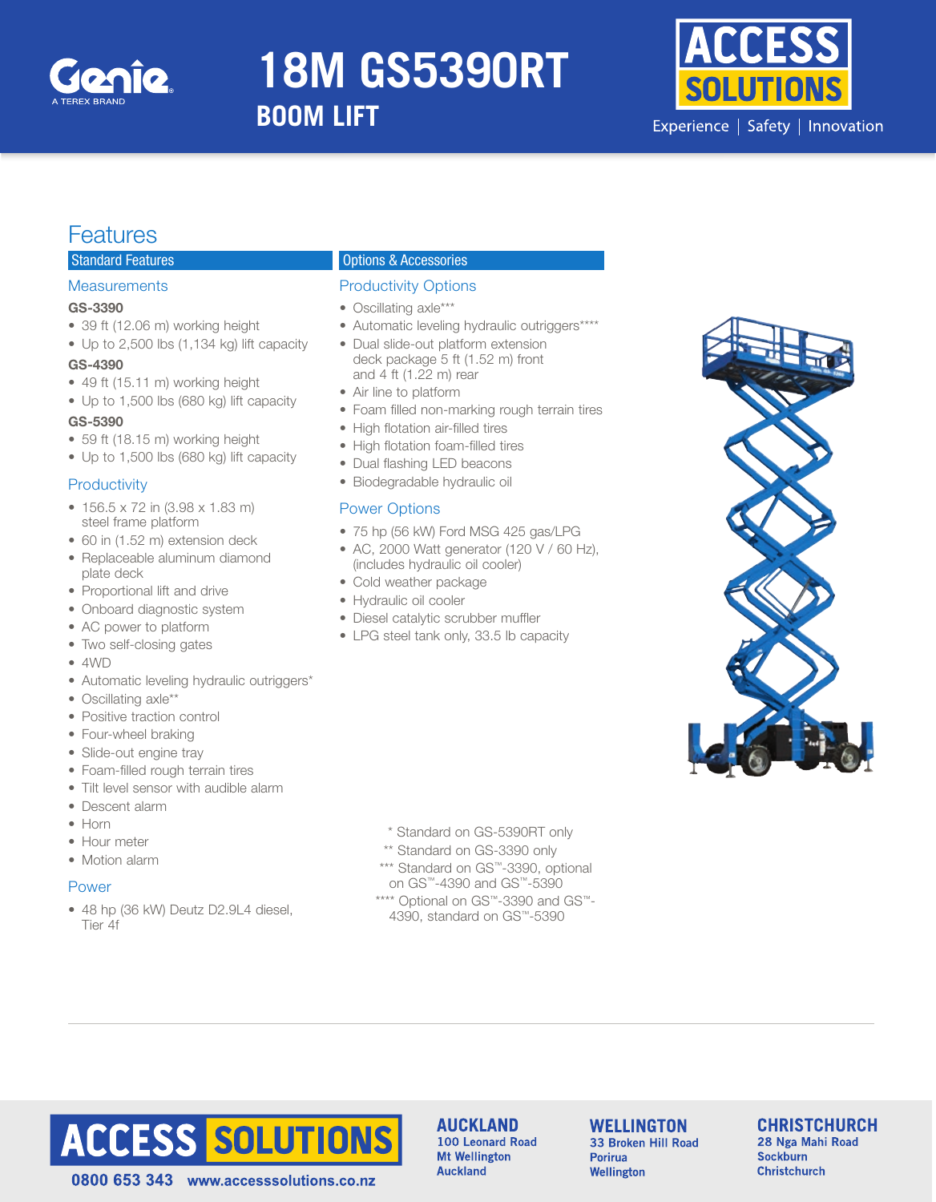# 18M GS5390RT

## BOOM LIFT

# Features

## Standard Features

### Measurements

**GS-3390**

- 39 ft (12.06 m) working height
- Up to 2,500 lbs (1,134 kg) lift capacity

**GS-4390**

- 49 ft (15.11 m) working height
- Up to 1,500 lbs (680 kg) lift capacity

**GS-5390**

- 59 ft (18.15 m) working height
- Up to 1,500 lbs (680 kg) lift capacity

### Productivity

- 156.5 x 72 in (3.98 x 1.83 m) steel frame platform
- 60 in (1.52 m) extension deck
- Replaceable aluminum diamond plate deck
- Proportional lift and drive
- Onboard diagnostic system
- AC power to platform
- Two self-closing gates
- 4WD
- Automatic leveling hydraulic outriggers*
- Oscillating axle**
- Positive traction control
- Four-wheel braking
- Slide-out engine tray
- Foam-filled rough terrain tires
- Tilt level sensor with audible alarm
- Descent alarm
- Horn
- Hour meter
- Motion alarm

### Power

- 48 hp (36 kW) Deutz D2.9L4 diesel, Tier 4f

## Options & Accessories

### Productivity Options

- Oscillating axle***
- Automatic leveling hydraulic outriggers****
- Dual slide-out platform extension deck package 5 ft (1.52 m) front and 4 ft (1.22 m) rear
- Air line to platform
- Foam filled non-marking rough terrain tires
- High flotation air-filled tires
- High flotation foam-filled tires
- Dual flashing LED beacons
- Biodegradable hydraulic oil

### Power Options

- 75 hp (56 kW) Ford MSG 425 gas/LPG
- AC, 2000 Watt generator (120 V / 60 Hz), (includes hydraulic oil cooler)
- Cold weather package
- Hydraulic oil cooler
- Diesel catalytic scrubber muffler
- LPG steel tank only, 33.5 lb capacity

\* Standard on GS-5390RT only

\*\* Standard on GS-3390 only

\*\*\* Standard on GS™-3390, optional on GS™-4390 and GS™-5390

\*\*\*\* Optional on GS™-3390 and GS™-4390, standard on GS™-5390

**ACCESS SOLUTIONS**

0800 653 343 www.accesssolutions.co.nz

**AUCKLAND**
100 Leonard Road
Mt Wellington
Auckland

**WELLINGTON**
33 Broken Hill Road
Porirua
Wellington

**CHRISTCHURCH**
28 Nga Mahi Road
Sockburn
Christchurch